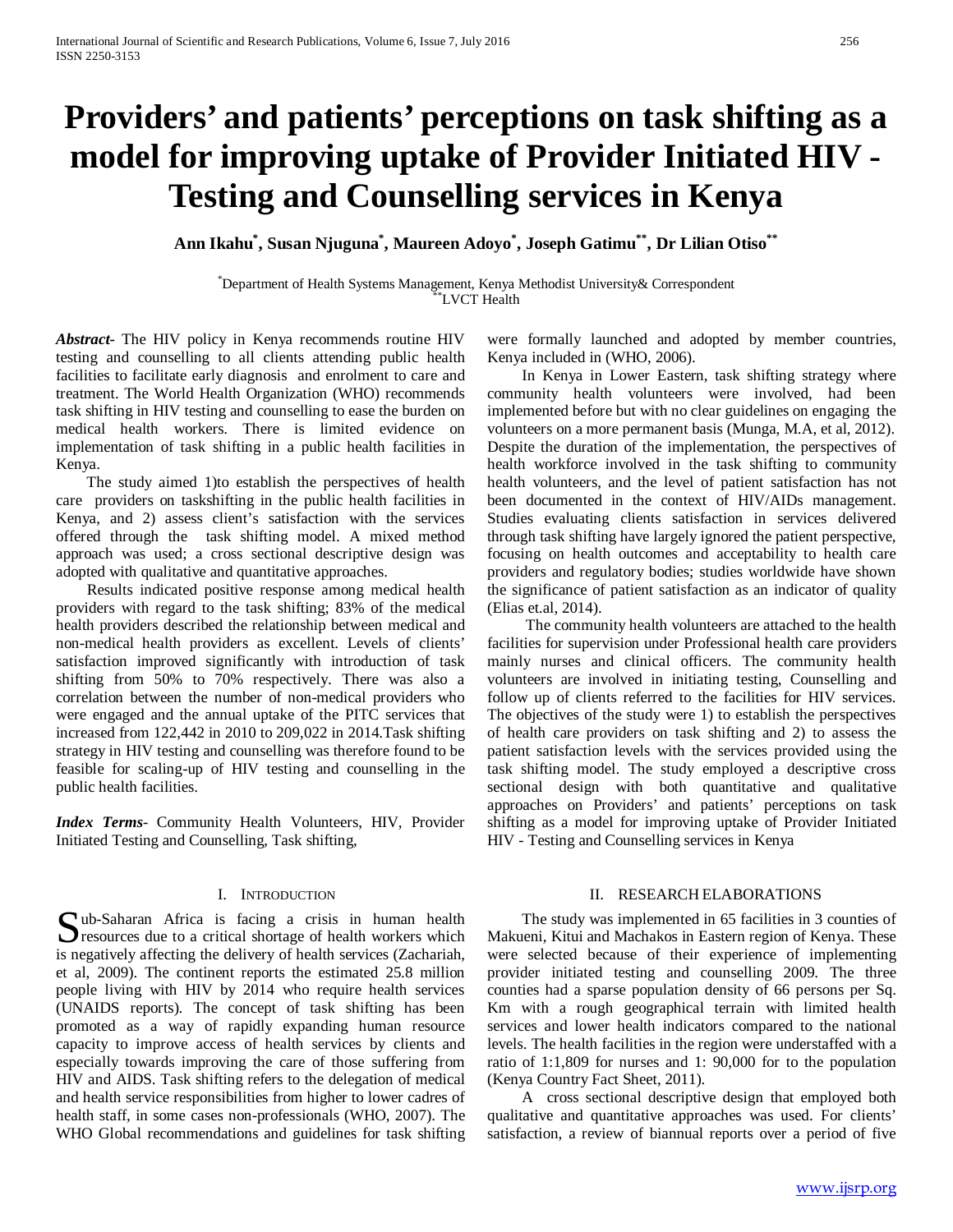# Providers' and patients' perceptions on task shifting as a model for improving uptake of Provider Initiated HIV - Testing and Counselling services in Kenya

**Ann Ikahu[*], Susan Njuguna[*], Maureen Adoyo[*], Joseph Gatimu[**], Dr Lilian Otiso[**]**

[*]Department of Health Systems Management, Kenya Methodist University& Correspondent
[**]LVCT Health

***Abstract***- The HIV policy in Kenya recommends routine HIV testing and counselling to all clients attending public health facilities to facilitate early diagnosis and enrolment to care and treatment. The World Health Organization (WHO) recommends task shifting in HIV testing and counselling to ease the burden on medical health workers. There is limited evidence on implementation of task shifting in a public health facilities in Kenya.

The study aimed 1)to establish the perspectives of health care providers on taskshifting in the public health facilities in Kenya, and 2) assess client's satisfaction with the services offered through the task shifting model. A mixed method approach was used; a cross sectional descriptive design was adopted with qualitative and quantitative approaches.

Results indicated positive response among medical health providers with regard to the task shifting; 83% of the medical health providers described the relationship between medical and non-medical health providers as excellent. Levels of clients' satisfaction improved significantly with introduction of task shifting from 50% to 70% respectively. There was also a correlation between the number of non-medical providers who were engaged and the annual uptake of the PITC services that increased from 122,442 in 2010 to 209,022 in 2014.Task shifting strategy in HIV testing and counselling was therefore found to be feasible for scaling-up of HIV testing and counselling in the public health facilities.

***Index Terms***- Community Health Volunteers, HIV, Provider Initiated Testing and Counselling, Task shifting,

## I. Introduction

Sub-Saharan Africa is facing a crisis in human health resources due to a critical shortage of health workers which is negatively affecting the delivery of health services (Zachariah, et al, 2009). The continent reports the estimated 25.8 million people living with HIV by 2014 who require health services (UNAIDS reports). The concept of task shifting has been promoted as a way of rapidly expanding human resource capacity to improve access of health services by clients and especially towards improving the care of those suffering from HIV and AIDS. Task shifting refers to the delegation of medical and health service responsibilities from higher to lower cadres of health staff, in some cases non-professionals (WHO, 2007). The WHO Global recommendations and guidelines for task shifting were formally launched and adopted by member countries, Kenya included in (WHO, 2006).

In Kenya in Lower Eastern, task shifting strategy where community health volunteers were involved, had been implemented before but with no clear guidelines on engaging the volunteers on a more permanent basis (Munga, M.A, et al, 2012). Despite the duration of the implementation, the perspectives of health workforce involved in the task shifting to community health volunteers, and the level of patient satisfaction has not been documented in the context of HIV/AIDs management. Studies evaluating clients satisfaction in services delivered through task shifting have largely ignored the patient perspective, focusing on health outcomes and acceptability to health care providers and regulatory bodies; studies worldwide have shown the significance of patient satisfaction as an indicator of quality (Elias et.al, 2014).

The community health volunteers are attached to the health facilities for supervision under Professional health care providers mainly nurses and clinical officers. The community health volunteers are involved in initiating testing, Counselling and follow up of clients referred to the facilities for HIV services. The objectives of the study were 1) to establish the perspectives of health care providers on task shifting and 2) to assess the patient satisfaction levels with the services provided using the task shifting model. The study employed a descriptive cross sectional design with both quantitative and qualitative approaches on Providers' and patients' perceptions on task shifting as a model for improving uptake of Provider Initiated HIV - Testing and Counselling services in Kenya

## II. Research Elaborations

The study was implemented in 65 facilities in 3 counties of Makueni, Kitui and Machakos in Eastern region of Kenya. These were selected because of their experience of implementing provider initiated testing and counselling 2009. The three counties had a sparse population density of 66 persons per Sq. Km with a rough geographical terrain with limited health services and lower health indicators compared to the national levels. The health facilities in the region were understaffed with a ratio of 1:1,809 for nurses and 1: 90,000 for to the population (Kenya Country Fact Sheet, 2011).

A cross sectional descriptive design that employed both qualitative and quantitative approaches was used. For clients' satisfaction, a review of biannual reports over a period of five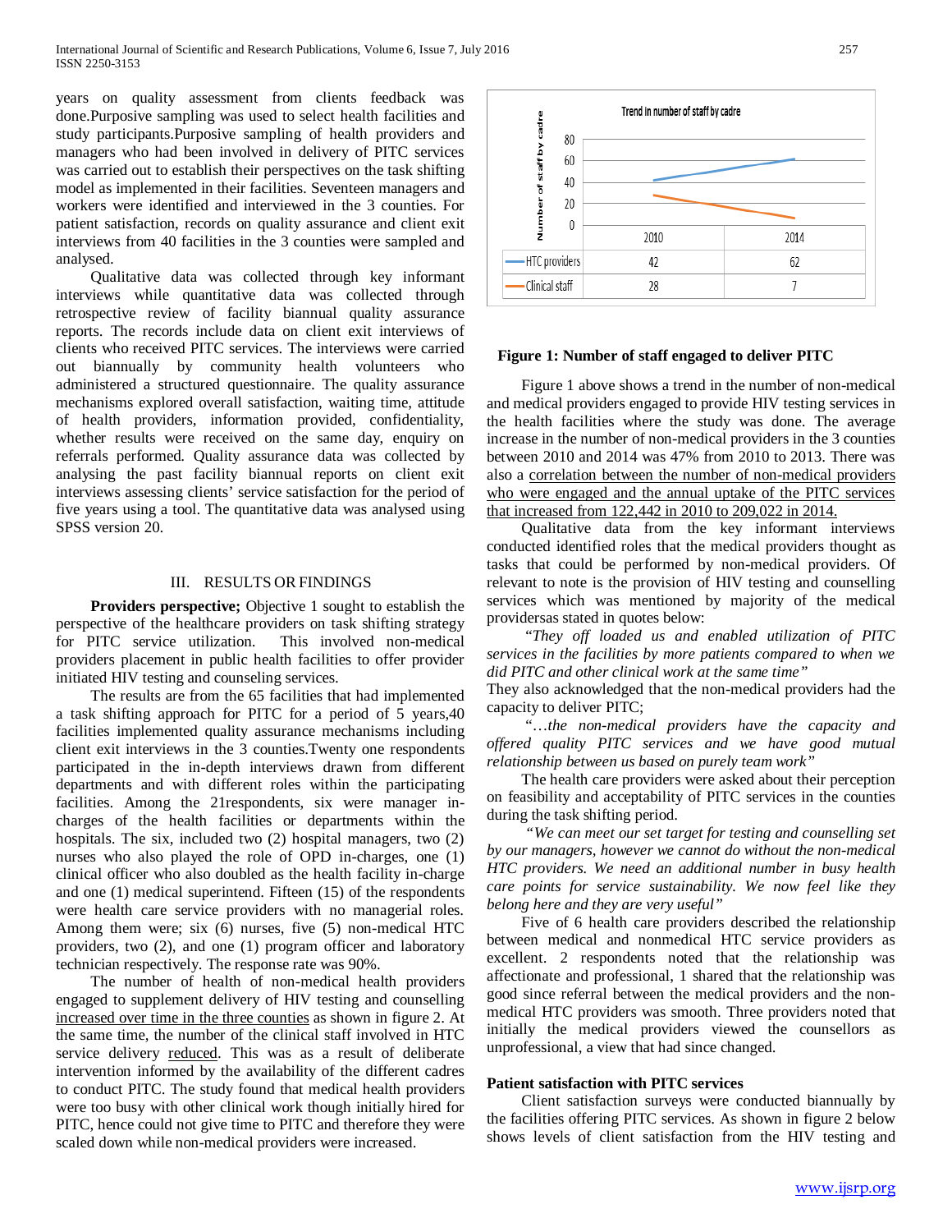years on quality assessment from clients feedback was done.Purposive sampling was used to select health facilities and study participants.Purposive sampling of health providers and managers who had been involved in delivery of PITC services was carried out to establish their perspectives on the task shifting model as implemented in their facilities. Seventeen managers and workers were identified and interviewed in the 3 counties. For patient satisfaction, records on quality assurance and client exit interviews from 40 facilities in the 3 counties were sampled and analysed.

Qualitative data was collected through key informant interviews while quantitative data was collected through retrospective review of facility biannual quality assurance reports. The records include data on client exit interviews of clients who received PITC services. The interviews were carried out biannually by community health volunteers who administered a structured questionnaire. The quality assurance mechanisms explored overall satisfaction, waiting time, attitude of health providers, information provided, confidentiality, whether results were received on the same day, enquiry on referrals performed. Quality assurance data was collected by analysing the past facility biannual reports on client exit interviews assessing clients' service satisfaction for the period of five years using a tool. The quantitative data was analysed using SPSS version 20.

## III. RESULTS OR FINDINGS

**Providers perspective;** Objective 1 sought to establish the perspective of the healthcare providers on task shifting strategy for PITC service utilization. This involved non-medical providers placement in public health facilities to offer provider initiated HIV testing and counseling services.

The results are from the 65 facilities that had implemented a task shifting approach for PITC for a period of 5 years,40 facilities implemented quality assurance mechanisms including client exit interviews in the 3 counties.Twenty one respondents participated in the in-depth interviews drawn from different departments and with different roles within the participating facilities. Among the 21respondents, six were manager in-charges of the health facilities or departments within the hospitals. The six, included two (2) hospital managers, two (2) nurses who also played the role of OPD in-charges, one (1) clinical officer who also doubled as the health facility in-charge and one (1) medical superintend. Fifteen (15) of the respondents were health care service providers with no managerial roles. Among them were; six (6) nurses, five (5) non-medical HTC providers, two (2), and one (1) program officer and laboratory technician respectively. The response rate was 90%.

The number of health of non-medical health providers engaged to supplement delivery of HIV testing and counselling increased over time in the three counties as shown in figure 2. At the same time, the number of the clinical staff involved in HTC service delivery reduced. This was as a result of deliberate intervention informed by the availability of the different cadres to conduct PITC. The study found that medical health providers were too busy with other clinical work though initially hired for PITC, hence could not give time to PITC and therefore they were scaled down while non-medical providers were increased.

Trend in number of staff by cadre

| | 2010 | 2014 |
|---|---|---|
| HTC providers | 42 | 62 |
| Clinical staff | 28 | 7 |

**Figure 1: Number of staff engaged to deliver PITC**

Figure 1 above shows a trend in the number of non-medical and medical providers engaged to provide HIV testing services in the health facilities where the study was done. The average increase in the number of non-medical providers in the 3 counties between 2010 and 2014 was 47% from 2010 to 2013. There was also a correlation between the number of non-medical providers who were engaged and the annual uptake of the PITC services that increased from 122,442 in 2010 to 209,022 in 2014.

Qualitative data from the key informant interviews conducted identified roles that the medical providers thought as tasks that could be performed by non-medical providers. Of relevant to note is the provision of HIV testing and counselling services which was mentioned by majority of the medical providersas stated in quotes below:

*"They off loaded us and enabled utilization of PITC services in the facilities by more patients compared to when we did PITC and other clinical work at the same time"*

They also acknowledged that the non-medical providers had the capacity to deliver PITC;

*"…the non-medical providers have the capacity and offered quality PITC services and we have good mutual relationship between us based on purely team work"*

The health care providers were asked about their perception on feasibility and acceptability of PITC services in the counties during the task shifting period.

*"We can meet our set target for testing and counselling set by our managers, however we cannot do without the non-medical HTC providers. We need an additional number in busy health care points for service sustainability. We now feel like they belong here and they are very useful"*

Five of 6 health care providers described the relationship between medical and nonmedical HTC service providers as excellent. 2 respondents noted that the relationship was affectionate and professional, 1 shared that the relationship was good since referral between the medical providers and the non-medical HTC providers was smooth. Three providers noted that initially the medical providers viewed the counsellors as unprofessional, a view that had since changed.

**Patient satisfaction with PITC services**

Client satisfaction surveys were conducted biannually by the facilities offering PITC services. As shown in figure 2 below shows levels of client satisfaction from the HIV testing and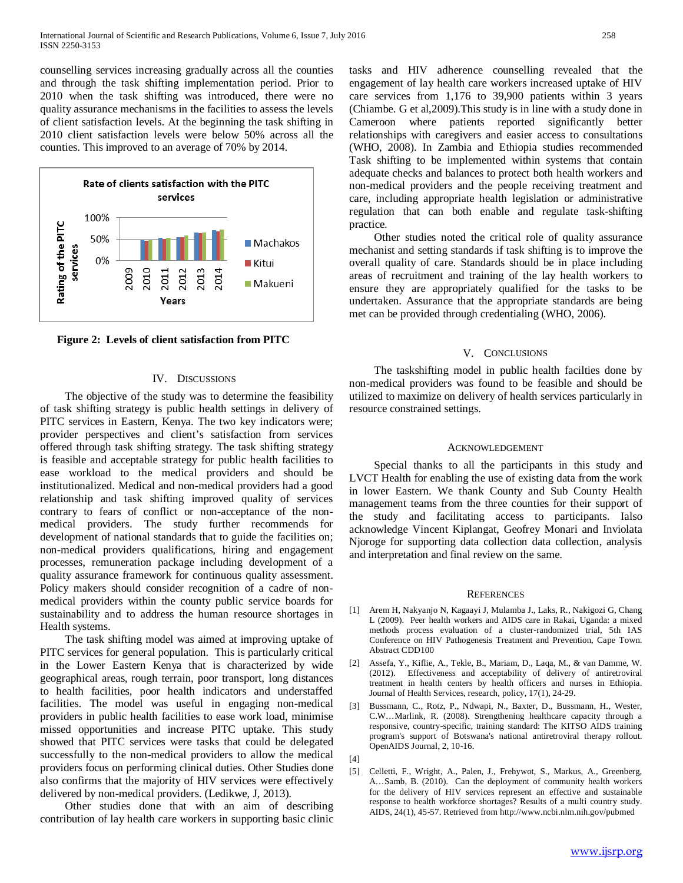counselling services increasing gradually across all the counties and through the task shifting implementation period. Prior to 2010 when the task shifting was introduced, there were no quality assurance mechanisms in the facilities to assess the levels of client satisfaction levels. At the beginning the task shifting in 2010 client satisfaction levels were below 50% across all the counties. This improved to an average of 70% by 2014.

**Figure 2: Levels of client satisfaction from PITC**

## IV. Discussions

The objective of the study was to determine the feasibility of task shifting strategy is public health settings in delivery of PITC services in Eastern, Kenya. The two key indicators were; provider perspectives and client's satisfaction from services offered through task shifting strategy. The task shifting strategy is feasible and acceptable strategy for public health facilities to ease workload to the medical providers and should be institutionalized. Medical and non-medical providers had a good relationship and task shifting improved quality of services contrary to fears of conflict or non-acceptance of the non-medical providers. The study further recommends for development of national standards that to guide the facilities on; non-medical providers qualifications, hiring and engagement processes, remuneration package including development of a quality assurance framework for continuous quality assessment. Policy makers should consider recognition of a cadre of non-medical providers within the county public service boards for sustainability and to address the human resource shortages in Health systems.

The task shifting model was aimed at improving uptake of PITC services for general population. This is particularly critical in the Lower Eastern Kenya that is characterized by wide geographical areas, rough terrain, poor transport, long distances to health facilities, poor health indicators and understaffed facilities. The model was useful in engaging non-medical providers in public health facilities to ease work load, minimise missed opportunities and increase PITC uptake. This study showed that PITC services were tasks that could be delegated successfully to the non-medical providers to allow the medical providers focus on performing clinical duties. Other Studies done also confirms that the majority of HIV services were effectively delivered by non-medical providers. (Ledikwe, J, 2013).

Other studies done that with an aim of describing contribution of lay health care workers in supporting basic clinic tasks and HIV adherence counselling revealed that the engagement of lay health care workers increased uptake of HIV care services from 1,176 to 39,900 patients within 3 years (Chiambe. G et al,2009).This study is in line with a study done in Cameroon where patients reported significantly better relationships with caregivers and easier access to consultations (WHO, 2008). In Zambia and Ethiopia studies recommended Task shifting to be implemented within systems that contain adequate checks and balances to protect both health workers and non-medical providers and the people receiving treatment and care, including appropriate health legislation or administrative regulation that can both enable and regulate task-shifting practice.

Other studies noted the critical role of quality assurance mechanist and setting standards if task shifting is to improve the overall quality of care. Standards should be in place including areas of recruitment and training of the lay health workers to ensure they are appropriately qualified for the tasks to be undertaken. Assurance that the appropriate standards are being met can be provided through credentialing (WHO, 2006).

## V. Conclusions

The taskshifting model in public health facilties done by non-medical providers was found to be feasible and should be utilized to maximize on delivery of health services particularly in resource constrained settings.

## Acknowledgement

Special thanks to all the participants in this study and LVCT Health for enabling the use of existing data from the work in lower Eastern. We thank County and Sub County Health management teams from the three counties for their support of the study and facilitating access to participants. Ialso acknowledge Vincent Kiplangat, Geofrey Monari and Inviolata Njoroge for supporting data collection data collection, analysis and interpretation and final review on the same.

## References

[1] Arem H, Nakyanjo N, Kagaayi J, Mulamba J., Laks, R., Nakigozi G, Chang L (2009). Peer health workers and AIDS care in Rakai, Uganda: a mixed methods process evaluation of a cluster-randomized trial, 5th IAS Conference on HIV Pathogenesis Treatment and Prevention, Cape Town. Abstract CDD100

[2] Assefa, Y., Kiflie, A., Tekle, B., Mariam, D., Laqa, M., & van Damme, W. (2012). Effectiveness and acceptability of delivery of antiretroviral treatment in health centers by health officers and nurses in Ethiopia. Journal of Health Services, research, policy, 17(1), 24-29.

[3] Bussmann, C., Rotz, P., Ndwapi, N., Baxter, D., Bussmann, H., Wester, C.W…Marlink, R. (2008). Strengthening healthcare capacity through a responsive, country-specific, training standard: The KITSO AIDS training program's support of Botswana's national antiretroviral therapy rollout. OpenAIDS Journal, 2, 10-16.

[4]

[5] Celletti, F., Wright, A., Palen, J., Frehywot, S., Markus, A., Greenberg, A…Samb, B. (2010). Can the deployment of community health workers for the delivery of HIV services represent an effective and sustainable response to health workforce shortages? Results of a multi country study. AIDS, 24(1), 45-57. Retrieved from http://www.ncbi.nlm.nih.gov/pubmed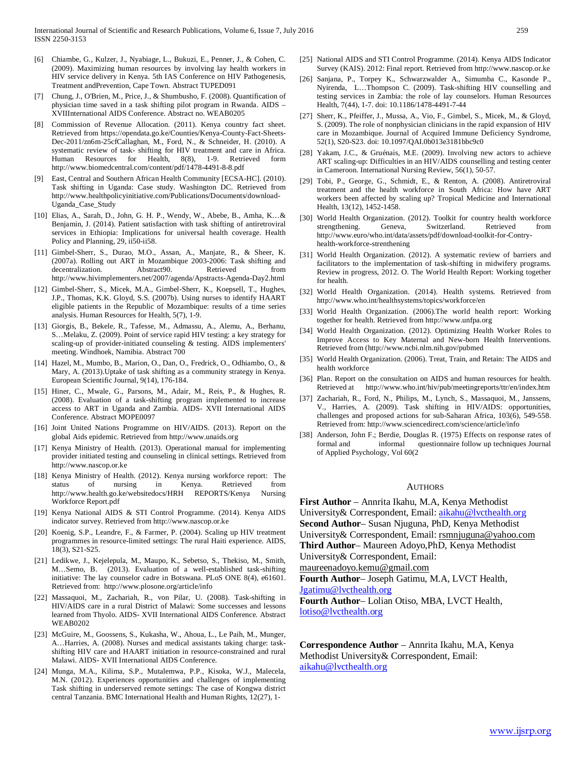[6] Chiambe, G., Kulzer, J., Nyabiage, L., Bukuzi, E., Penner, J., & Cohen, C. (2009). Maximizing human resources by involving lay health workers in HIV service delivery in Kenya. 5th IAS Conference on HIV Pathogenesis, Treatment andPrevention, Cape Town. Abstract TUPED091

[7] Chung, J., O'Brien, M., Price, J., & Shumbusho, F. (2008). Quantification of physician time saved in a task shifting pilot program in Rwanda. AIDS – XVIIInternational AIDS Conference. Abstract no. WEAB0205

[8] Commission of Revenue Allocation. (2011). Kenya country fact sheet. Retrieved from https://opendata.go.ke/Counties/Kenya-County-Fact-Sheets-Dec-2011/zn6m-25cfCallaghan, M., Ford, N., & Schneider, H. (2010). A systematic review of task- shifting for HIV treatment and care in Africa. Human Resources for Health, 8(8), 1-9. Retrieved form http://www.biomedcentral.com/content/pdf/1478-4491-8-8.pdf

[9] East, Central and Southern African Health Community [ECSA-HC]. (2010). Task shifting in Uganda: Case study. Washington DC. Retrieved from http://www.healthpolicyinitiative.com/Publications/Documents/download-Uganda_Case_Study

[10] Elias, A., Sarah, D., John, G. H. P., Wendy, W., Abebe, B., Amha, K…& Benjamin, J. (2014). Patient satisfaction with task shifting of antiretroviral services in Ethiopia: Implications for universal health coverage. Health Policy and Planning, 29, ii50-ii58.

[11] Gimbel-Sherr, S., Durao, M.O., Assan, A., Manjate, R., & Sheer, K. (2007a). Rolling out ART in Mozambique 2003-2006: Task shifting and decentralization. Abstract90. Retrieved from http://www.hivimplementers.net/2007/agenda/Apstracts-Agenda-Day2.html

[12] Gimbel-Sherr, S., Micek, M.A., Gimbel-Sherr, K., Koepsell, T., Hughes, J.P., Thomas, K.K. Gloyd, S.S. (2007b). Using nurses to identify HAART eligible patients in the Republic of Mozambique: results of a time series analysis. Human Resources for Health, 5(7), 1-9.

[13] Giorgis, B., Bekele, R., Tafesse, M., Admassu, A., Alemu, A., Berhanu, S…Melaku, Z. (2009). Point of service rapid HIV testing: a key strategy for scaling-up of provider-initiated counseling & testing. AIDS implementers' meeting. Windhoek, Namibia. Abstract 700

[14] Hazel, M., Mumbo, B., Marion, O., Dan, O., Fredrick, O., Odhiambo, O., & Mary, A. (2013).Uptake of task shifting as a community strategy in Kenya. European Scientific Journal, 9(14), 176-184.

[15] Hiner, C., Mwale, G., Parsons, M., Adair, M., Reis, P., & Hughes, R. (2008). Evaluation of a task-shifting program implemented to increase access to ART in Uganda and Zambia. AIDS- XVII International AIDS Conference. Abstract MOPE0097

[16] Joint United Nations Programme on HIV/AIDS. (2013). Report on the global Aids epidemic. Retrieved from http://www.unaids.org

[17] Kenya Ministry of Health. (2013). Operational manual for implementing provider initiated testing and counseling in clinical settings. Retrieved from http://www.nascop.or.ke

[18] Kenya Ministry of Health. (2012). Kenya nursing workforce report: The status of nursing in Kenya. Retrieved from http://www.health.go.ke/websitedocs/HRH REPORTS/Kenya Nursing Workforce Report.pdf

[19] Kenya National AIDS & STI Control Programme. (2014). Kenya AIDS indicator survey. Retrieved from http://www.nascop.or.ke

[20] Koenig, S.P., Leandre, F., & Farmer, P. (2004). Scaling up HIV treatment programmes in resource-limited settings: The rural Haiti experience. AIDS, 18(3), S21-S25.

[21] Ledikwe, J., Kejelepula, M., Maupo, K., Sebetso, S., Thekiso, M., Smith, M…Semo, B. (2013). Evaluation of a well-established task-shifting initiative: The lay counselor cadre in Botswana. PLoS ONE 8(4), e61601. Retrieved from: http://www.plosone.org/article/info

[22] Massaquoi, M., Zachariah, R., von Pilar, U. (2008). Task-shifting in HIV/AIDS care in a rural District of Malawi: Some successes and lessons learned from Thyolo. AIDS- XVII International AIDS Conference. Abstract WEAB0202

[23] McGuire, M., Goossens, S., Kukasha, W., Ahoua, L., Le Paih, M., Munger, A…Harries, A. (2008). Nurses and medical assistants taking charge: task-shifting HIV care and HAART initiation in resource-constrained and rural Malawi. AIDS- XVII International AIDS Conference.

[24] Munga, M.A., Kilima, S.P., Mutalemwa, P.P., Kisoka, W.J., Malecela, M.N. (2012). Experiences opportunities and challenges of implementing Task shifting in underserved remote settings: The case of Kongwa district central Tanzania. BMC International Health and Human Rights, 12(27), 1-

[25] National AIDS and STI Control Programme. (2014). Kenya AIDS Indicator Survey (KAIS). 2012: Final report. Retrieved from http://www.nascop.or.ke

[26] Sanjana, P., Torpey K., Schwarzwalder A., Simumba C., Kasonde P., Nyirenda, L…Thompson C. (2009). Task-shifting HIV counselling and testing services in Zambia: the role of lay counselors. Human Resources Health, 7(44), 1-7. doi: 10.1186/1478-4491-7-44

[27] Sherr, K., Pfeiffer, J., Mussa, A., Vio, F., Gimbel, S., Micek, M., & Gloyd, S. (2009). The role of nonphysician clinicians in the rapid expansion of HIV care in Mozambique. Journal of Acquired Immune Deficiency Syndrome, 52(1), S20-S23. doi: 10.1097/QAI.0b013e3181bbc9c0

[28] Yakam, J.C., & Gruénais, M.E. (2009). Involving new actors to achieve ART scaling-up: Difficulties in an HIV/AIDS counselling and testing center in Cameroon. International Nursing Review, 56(1), 50-57.

[29] Tobi, P., George, G., Schmidt, E., & Renton, A. (2008). Antiretroviral treatment and the health workforce in South Africa: How have ART workers been affected by scaling up? Tropical Medicine and International Health, 13(12), 1452-1458.

[30] World Health Organization. (2012). Toolkit for country health workforce strengthening. Geneva, Switzerland. Retrieved from http://www.euro/who.int/data/assets/pdf/download-toolkit-for-Contry-health-workforce-strenthening

[31] World Health Organization. (2012). A systematic review of barriers and facilitators to the implementation of task-shifting in midwifery programs. Review in progress, 2012. O. The World Health Report: Working together for health.

[32] World Health Organization. (2014). Health systems. Retrieved from http://www.who.int/healthsystems/topics/workforce/en

[33] World Health Organization. (2006).The world health report: Working together for health. Retrieved from http://www.unfpa.org

[34] World Health Organization. (2012). Optimizing Health Worker Roles to Improve Access to Key Maternal and New-born Health Interventions. Retrieved from (http://www.ncbi.nlm.nih.gov/pubmed

[35] World Health Organization. (2006). Treat, Train, and Retain: The AIDS and health workforce

[36] Plan. Report on the consultation on AIDS and human resources for health. Retrieved at http://www.who.int/hiv/pub/meetingreports/ttr/en/index.htm

[37] Zachariah, R., Ford, N., Philips, M., Lynch, S., Massaquoi, M., Janssens, V., Harries, A. (2009). Task shifting in HIV/AIDS: opportunities, challenges and proposed actions for sub-Saharan Africa, 103(6), 549-558. Retrieved from: http://www.sciencedirect.com/science/article/info

[38] Anderson, John F.; Berdie, Douglas R. (1975) Effects on response rates of formal and informal questionnaire follow up techniques Journal of Applied Psychology, Vol 60(2

## Authors

**First Author** – Annrita Ikahu, M.A, Kenya Methodist University& Correspondent, Email: aikahu@lvcthealth.org

**Second Author**– Susan Njuguna, PhD, Kenya Methodist University& Correspondent, Email: rsmnjuguna@yahoo.com

**Third Author**– Maureen Adoyo,PhD, Kenya Methodist University& Correspondent, Email: maureenadoyo.kemu@gmail.com

**Fourth Author**– Joseph Gatimu, M.A, LVCT Health, Jgatimu@lvcthealth.org

**Fourth Author**– Lolian Otiso, MBA, LVCT Health, lotiso@lvcthealth.org

**Correspondence Author** – Annrita Ikahu, M.A, Kenya Methodist University& Correspondent, Email: aikahu@lvcthealth.org